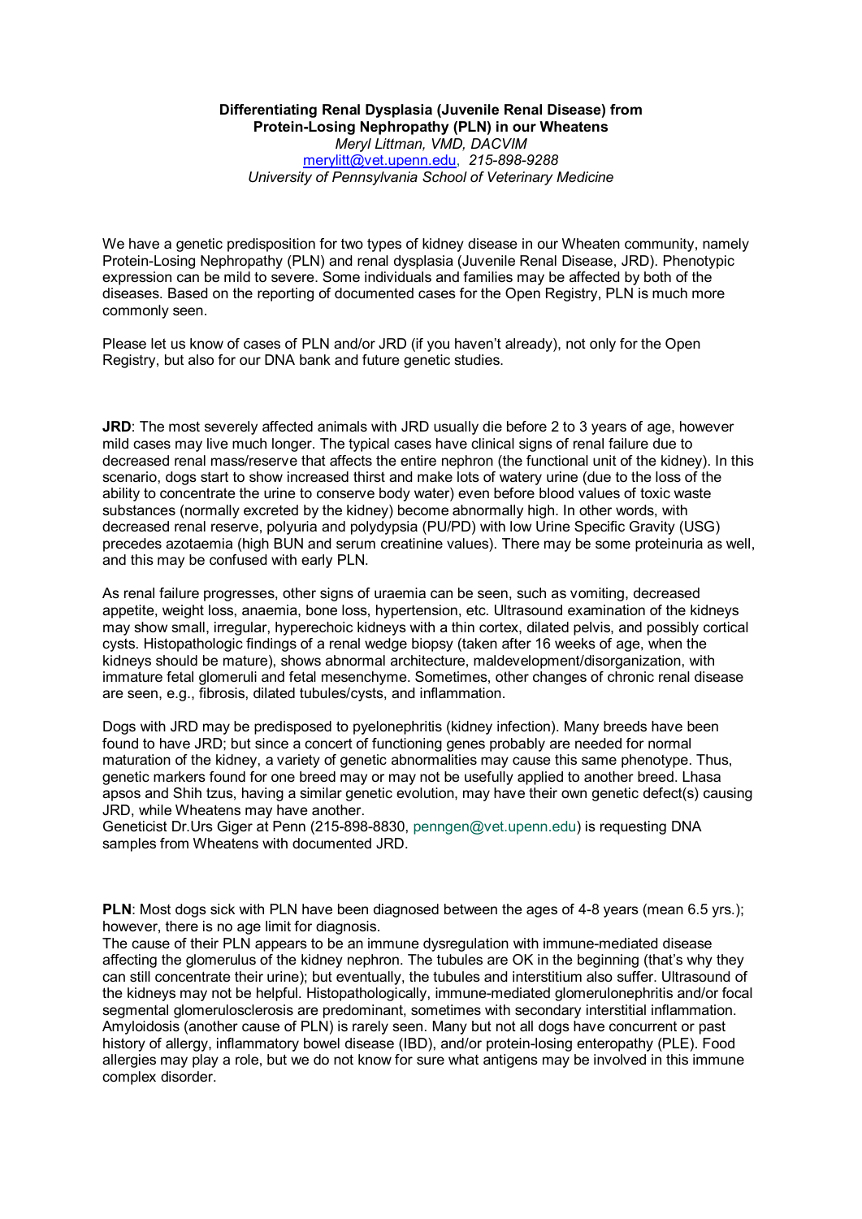**Differentiating Renal Dysplasia (Juvenile Renal Disease) from Protein-Losing Nephropathy (PLN) in our Wheatens**

*Meryl Littman, VMD, DACVIM*

merylitt@vet.upenn.edu, *215-898-9288*

*University of Pennsylvania School of Veterinary Medicine*

We have a genetic predisposition for two types of kidney disease in our Wheaten community, namely Protein-Losing Nephropathy (PLN) and renal dysplasia (Juvenile Renal Disease, JRD). Phenotypic expression can be mild to severe. Some individuals and families may be affected by both of the diseases. Based on the reporting of documented cases for the Open Registry, PLN is much more commonly seen.

Please let us know of cases of PLN and/or JRD (if you haven't already), not only for the Open Registry, but also for our DNA bank and future genetic studies.

**JRD**: The most severely affected animals with JRD usually die before 2 to 3 years of age, however mild cases may live much longer. The typical cases have clinical signs of renal failure due to decreased renal mass/reserve that affects the entire nephron (the functional unit of the kidney). In this scenario, dogs start to show increased thirst and make lots of watery urine (due to the loss of the ability to concentrate the urine to conserve body water) even before blood values of toxic waste substances (normally excreted by the kidney) become abnormally high. In other words, with decreased renal reserve, polyuria and polydypsia (PU/PD) with low Urine Specific Gravity (USG) precedes azotaemia (high BUN and serum creatinine values). There may be some proteinuria as well, and this may be confused with early PLN.

As renal failure progresses, other signs of uraemia can be seen, such as vomiting, decreased appetite, weight loss, anaemia, bone loss, hypertension, etc. Ultrasound examination of the kidneys may show small, irregular, hyperechoic kidneys with a thin cortex, dilated pelvis, and possibly cortical cysts. Histopathologic findings of a renal wedge biopsy (taken after 16 weeks of age, when the kidneys should be mature), shows abnormal architecture, maldevelopment/disorganization, with immature fetal glomeruli and fetal mesenchyme. Sometimes, other changes of chronic renal disease are seen, e.g., fibrosis, dilated tubules/cysts, and inflammation.

Dogs with JRD may be predisposed to pyelonephritis (kidney infection). Many breeds have been found to have JRD; but since a concert of functioning genes probably are needed for normal maturation of the kidney, a variety of genetic abnormalities may cause this same phenotype. Thus, genetic markers found for one breed may or may not be usefully applied to another breed. Lhasa apsos and Shih tzus, having a similar genetic evolution, may have their own genetic defect(s) causing JRD, while Wheatens may have another.
Geneticist Dr.Urs Giger at Penn (215-898-8830, penngen@vet.upenn.edu) is requesting DNA samples from Wheatens with documented JRD.

**PLN**: Most dogs sick with PLN have been diagnosed between the ages of 4-8 years (mean 6.5 yrs.); however, there is no age limit for diagnosis.
The cause of their PLN appears to be an immune dysregulation with immune-mediated disease affecting the glomerulus of the kidney nephron. The tubules are OK in the beginning (that's why they can still concentrate their urine); but eventually, the tubules and interstitium also suffer. Ultrasound of the kidneys may not be helpful. Histopathologically, immune-mediated glomerulonephritis and/or focal segmental glomerulosclerosis are predominant, sometimes with secondary interstitial inflammation. Amyloidosis (another cause of PLN) is rarely seen. Many but not all dogs have concurrent or past history of allergy, inflammatory bowel disease (IBD), and/or protein-losing enteropathy (PLE). Food allergies may play a role, but we do not know for sure what antigens may be involved in this immune complex disorder.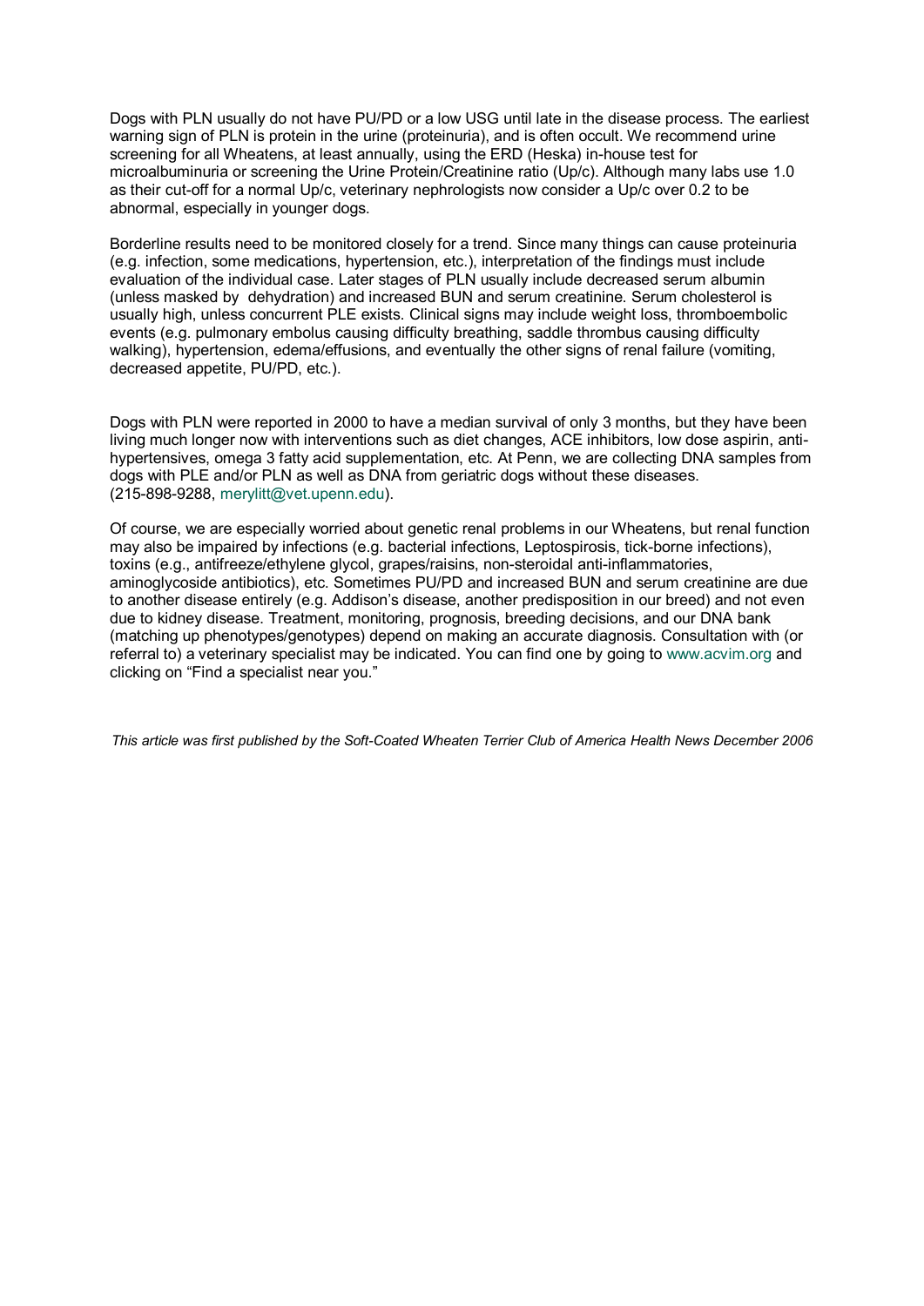Dogs with PLN usually do not have PU/PD or a low USG until late in the disease process. The earliest warning sign of PLN is protein in the urine (proteinuria), and is often occult. We recommend urine screening for all Wheatens, at least annually, using the ERD (Heska) in-house test for microalbuminuria or screening the Urine Protein/Creatinine ratio (Up/c). Although many labs use 1.0 as their cut-off for a normal Up/c, veterinary nephrologists now consider a Up/c over 0.2 to be abnormal, especially in younger dogs.

Borderline results need to be monitored closely for a trend. Since many things can cause proteinuria (e.g. infection, some medications, hypertension, etc.), interpretation of the findings must include evaluation of the individual case. Later stages of PLN usually include decreased serum albumin (unless masked by dehydration) and increased BUN and serum creatinine. Serum cholesterol is usually high, unless concurrent PLE exists. Clinical signs may include weight loss, thromboembolic events (e.g. pulmonary embolus causing difficulty breathing, saddle thrombus causing difficulty walking), hypertension, edema/effusions, and eventually the other signs of renal failure (vomiting, decreased appetite, PU/PD, etc.).

Dogs with PLN were reported in 2000 to have a median survival of only 3 months, but they have been living much longer now with interventions such as diet changes, ACE inhibitors, low dose aspirin, anti-hypertensives, omega 3 fatty acid supplementation, etc. At Penn, we are collecting DNA samples from dogs with PLE and/or PLN as well as DNA from geriatric dogs without these diseases. (215-898-9288, merylitt@vet.upenn.edu).

Of course, we are especially worried about genetic renal problems in our Wheatens, but renal function may also be impaired by infections (e.g. bacterial infections, Leptospirosis, tick-borne infections), toxins (e.g., antifreeze/ethylene glycol, grapes/raisins, non-steroidal anti-inflammatories, aminoglycoside antibiotics), etc. Sometimes PU/PD and increased BUN and serum creatinine are due to another disease entirely (e.g. Addison's disease, another predisposition in our breed) and not even due to kidney disease. Treatment, monitoring, prognosis, breeding decisions, and our DNA bank (matching up phenotypes/genotypes) depend on making an accurate diagnosis. Consultation with (or referral to) a veterinary specialist may be indicated. You can find one by going to www.acvim.org and clicking on "Find a specialist near you."

*This article was first published by the Soft-Coated Wheaten Terrier Club of America Health News December 2006*